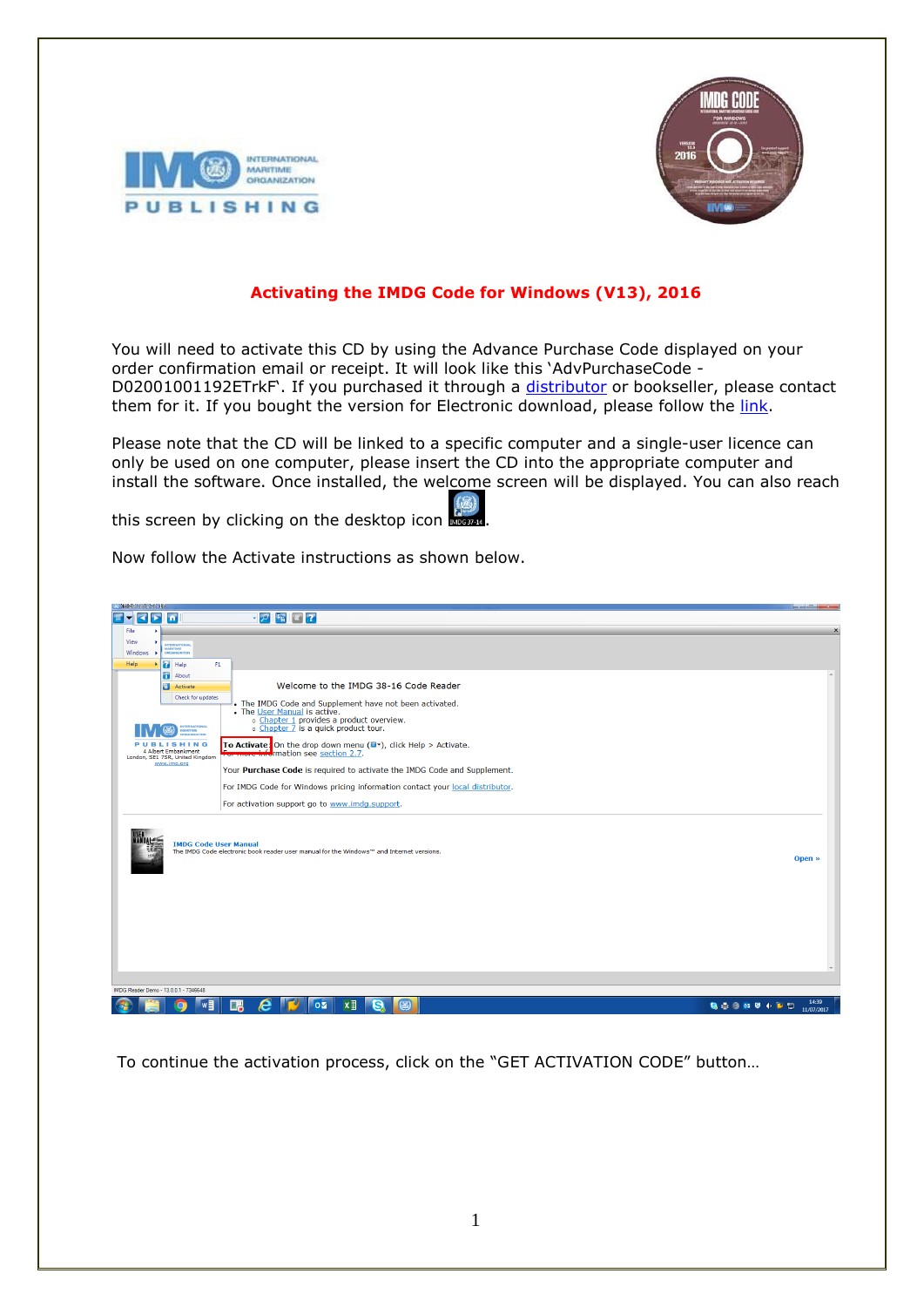# Activating the IMDG Code for Windows (V13), 2016

You will need to activate this CD by using the Advance Purchase Code displayed on your order confirmation email or receipt. It will look like this 'AdvPurchaseCode - D02001001192ETrkF'. If you purchased it through a distributor or bookseller, please contact them for it. If you bought the version for Electronic download, please follow the link.

Please note that the CD will be linked to a specific computer and a single-user licence can only be used on one computer, please insert the CD into the appropriate computer and install the software. Once installed, the welcome screen will be displayed. You can also reach this screen by clicking on the desktop icon.

Now follow the Activate instructions as shown below.

To continue the activation process, click on the "GET ACTIVATION CODE" button…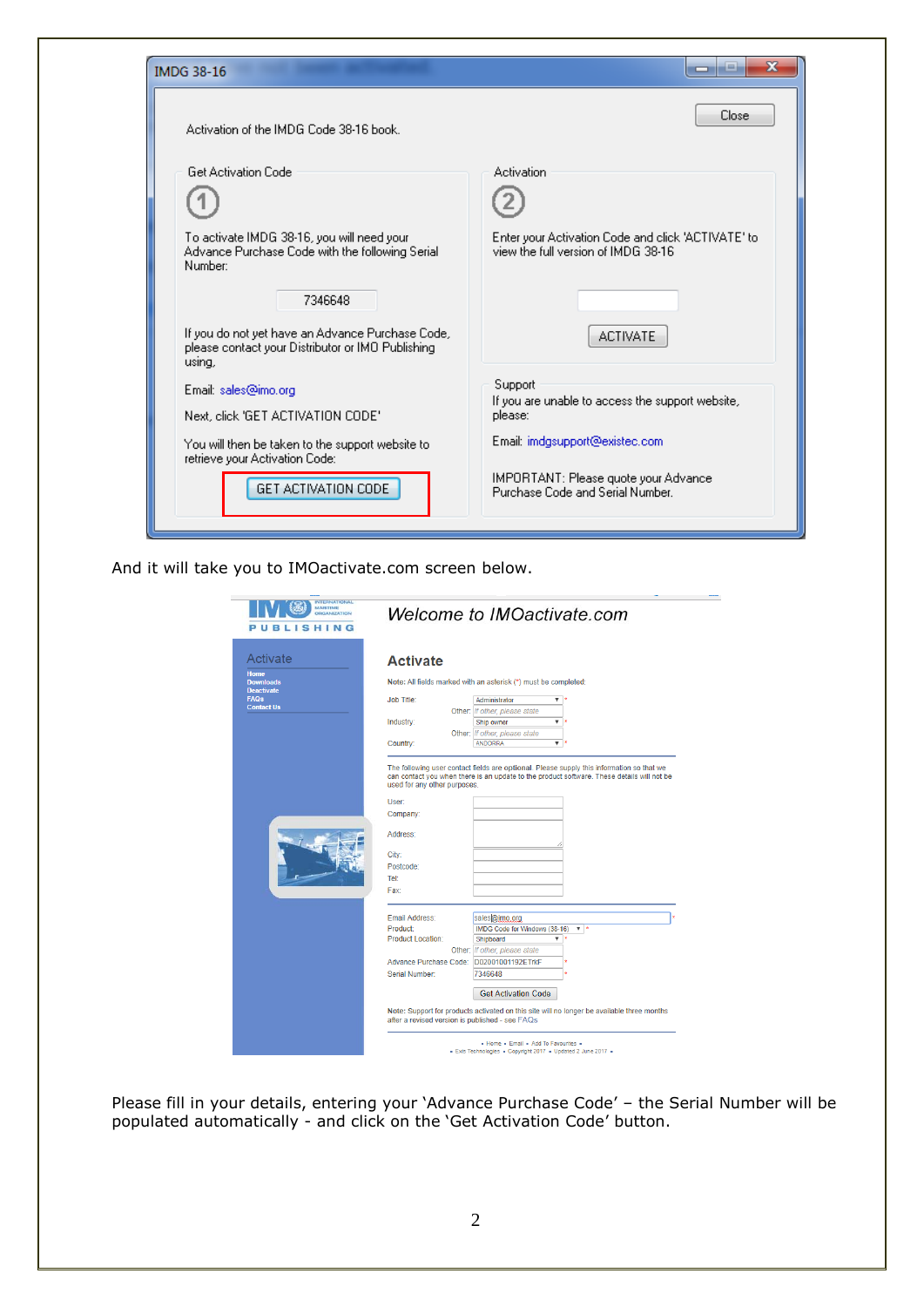IMDG 38-16

Activation of the IMDG Code 38-16 book.

Close

**Get Activation Code**

①

To activate IMDG 38-16, you will need your Advance Purchase Code with the following Serial Number:

7346648

If you do not yet have an Advance Purchase Code, please contact your Distributor or IMO Publishing using,

Email: sales@imo.org

Next, click 'GET ACTIVATION CODE'

You will then be taken to the support website to retrieve your Activation Code:

GET ACTIVATION CODE

**Activation**

②

Enter your Activation Code and click 'ACTIVATE' to view the full version of IMDG 38-16

ACTIVATE

**Support**

If you are unable to access the support website, please:

Email: imdgsupport@existec.com

IMPORTANT: Please quote your Advance Purchase Code and Serial Number.

And it will take you to IMOactivate.com screen below.

IMO PUBLISHING

*Welcome to IMOactivate.com*

Activate

Home
Downloads
Deactivate
FAQs
Contact Us

**Activate**

Note: All fields marked with an asterisk (*) must be completed:

Job Title: Administrator *
Other: If other, please state
Industry: Ship owner *
Other: If other, please state
Country: ANDORRA *

The following user contact fields are optional. Please supply this information so that we can contact you when there is an update to the product software. These details will not be used for any other purposes.

User:
Company:
Address:
City:
Postcode:
Tel:
Fax:

Email Address: sales@imo.org *
Product: IMDG Code for Windows (38-16) *
Product Location: Shipboard *
Other: If other, please state
Advance Purchase Code: D02001D01192ETrkF *
Serial Number: 7346648 *

Get Activation Code

Note: Support for products activated on this site will no longer be available three months after a revised version is published - see FAQs

• Home • Email • Add To Favourites •
• Exis Technologies • Copyright 2017 • Updated 2 June 2017 •

Please fill in your details, entering your 'Advance Purchase Code' – the Serial Number will be populated automatically - and click on the 'Get Activation Code' button.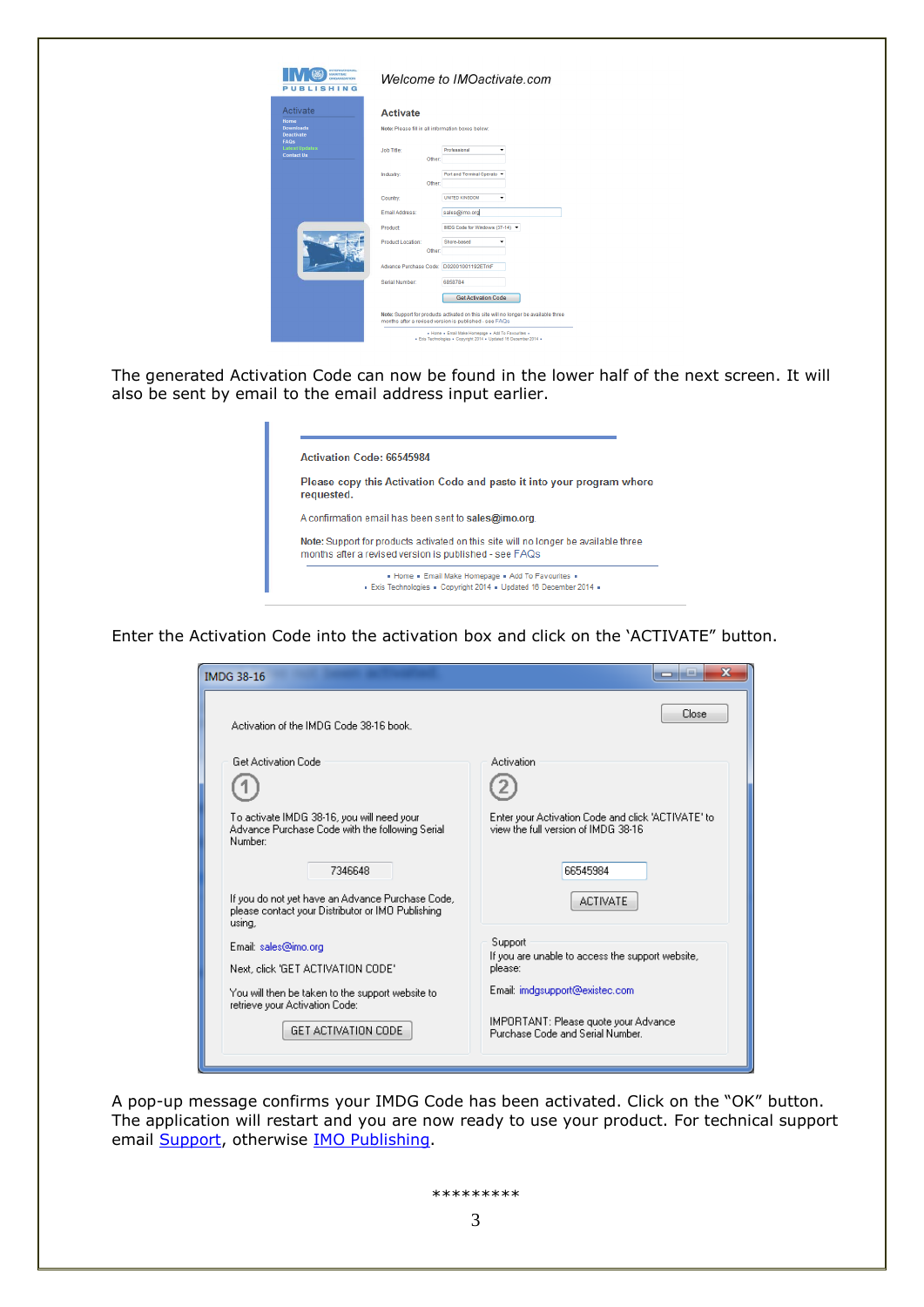The generated Activation Code can now be found in the lower half of the next screen. It will also be sent by email to the email address input earlier.

Enter the Activation Code into the activation box and click on the 'ACTIVATE" button.

A pop-up message confirms your IMDG Code has been activated. Click on the "OK" button. The application will restart and you are now ready to use your product. For technical support email Support, otherwise IMO Publishing.

*********